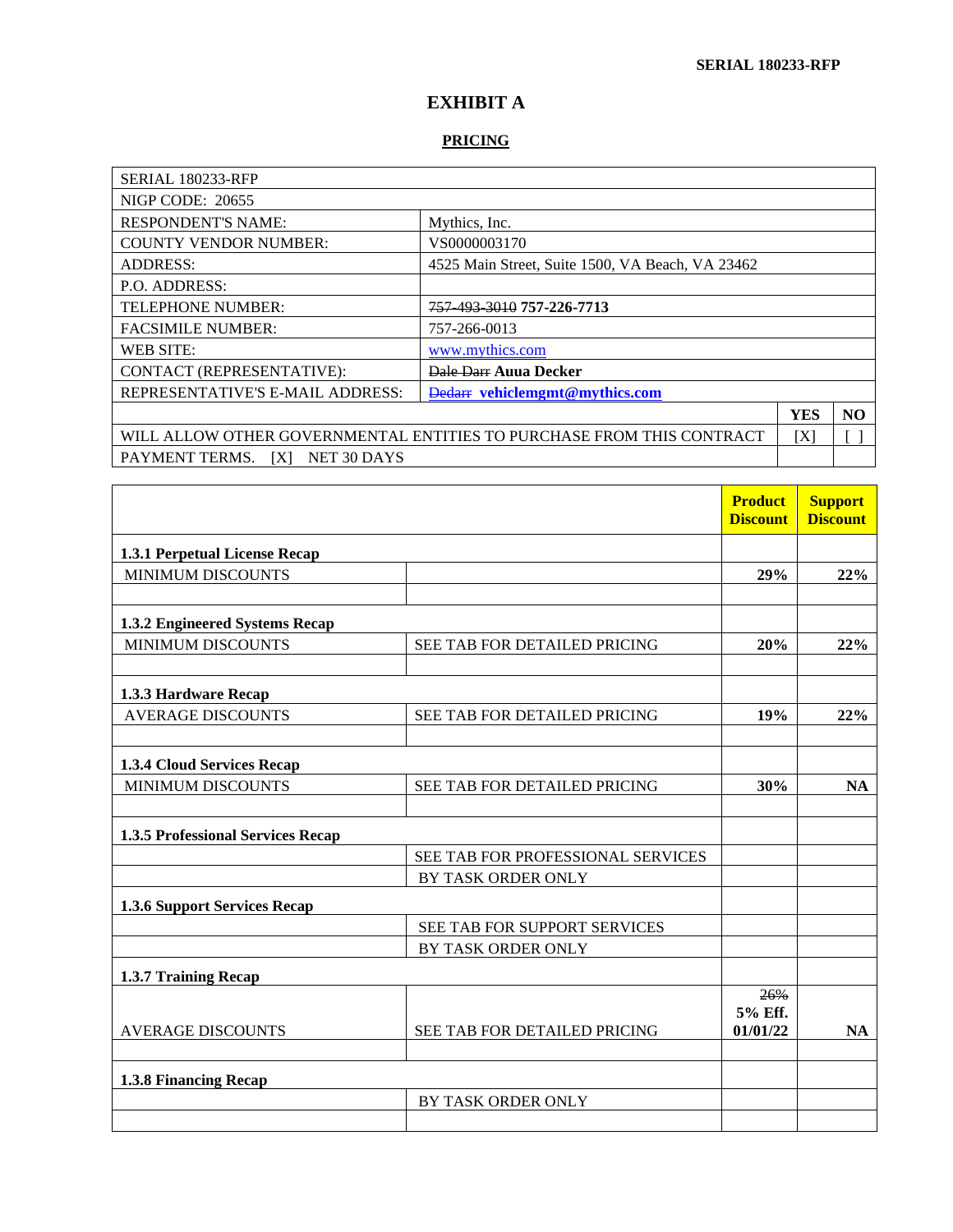SERIAL 180233-RFP

# EXHIBIT A

## PRICING

| SERIAL 180233-RFP | | | |
|---|---|---|---|
| NIGP CODE: 20655 | | | |
| RESPONDENT'S NAME: | Mythics, Inc. | | |
| COUNTY VENDOR NUMBER: | VS0000003170 | | |
| ADDRESS: | 4525 Main Street, Suite 1500, VA Beach, VA 23462 | | |
| P.O. ADDRESS: | | | |
| TELEPHONE NUMBER: | ~~757-493-3010~~ **757-226-7713** | | |
| FACSIMILE NUMBER: | 757-266-0013 | | |
| WEB SITE: | www.mythics.com | | |
| CONTACT (REPRESENTATIVE): | ~~Dale Darr~~ **Auua Decker** | | |
| REPRESENTATIVE'S E-MAIL ADDRESS: | ~~Ddarr~~ **vehiclemgmt@mythics.com** | | |
| | | **YES** | **NO** |
| WILL ALLOW OTHER GOVERNMENTAL ENTITIES TO PURCHASE FROM THIS CONTRACT | | [X] | [ ] |
| PAYMENT TERMS. [X] NET 30 DAYS | | | |

| | | **Product Discount** | **Support Discount** |
|---|---|---|---|
| **1.3.1 Perpetual License Recap** | | | |
| MINIMUM DISCOUNTS | | **29%** | **22%** |
| | | | |
| **1.3.2 Engineered Systems Recap** | | | |
| MINIMUM DISCOUNTS | SEE TAB FOR DETAILED PRICING | **20%** | **22%** |
| | | | |
| **1.3.3 Hardware Recap** | | | |
| AVERAGE DISCOUNTS | SEE TAB FOR DETAILED PRICING | **19%** | **22%** |
| | | | |
| **1.3.4 Cloud Services Recap** | | | |
| MINIMUM DISCOUNTS | SEE TAB FOR DETAILED PRICING | **30%** | **NA** |
| | | | |
| **1.3.5 Professional Services Recap** | | | |
| | SEE TAB FOR PROFESSIONAL SERVICES | | |
| | BY TASK ORDER ONLY | | |
| **1.3.6 Support Services Recap** | | | |
| | SEE TAB FOR SUPPORT SERVICES | | |
| | BY TASK ORDER ONLY | | |
| **1.3.7 Training Recap** | | | |
| AVERAGE DISCOUNTS | SEE TAB FOR DETAILED PRICING | ~~26%~~ **5% Eff. 01/01/22** | **NA** |
| | | | |
| **1.3.8 Financing Recap** | | | |
| | BY TASK ORDER ONLY | | |
| | | | |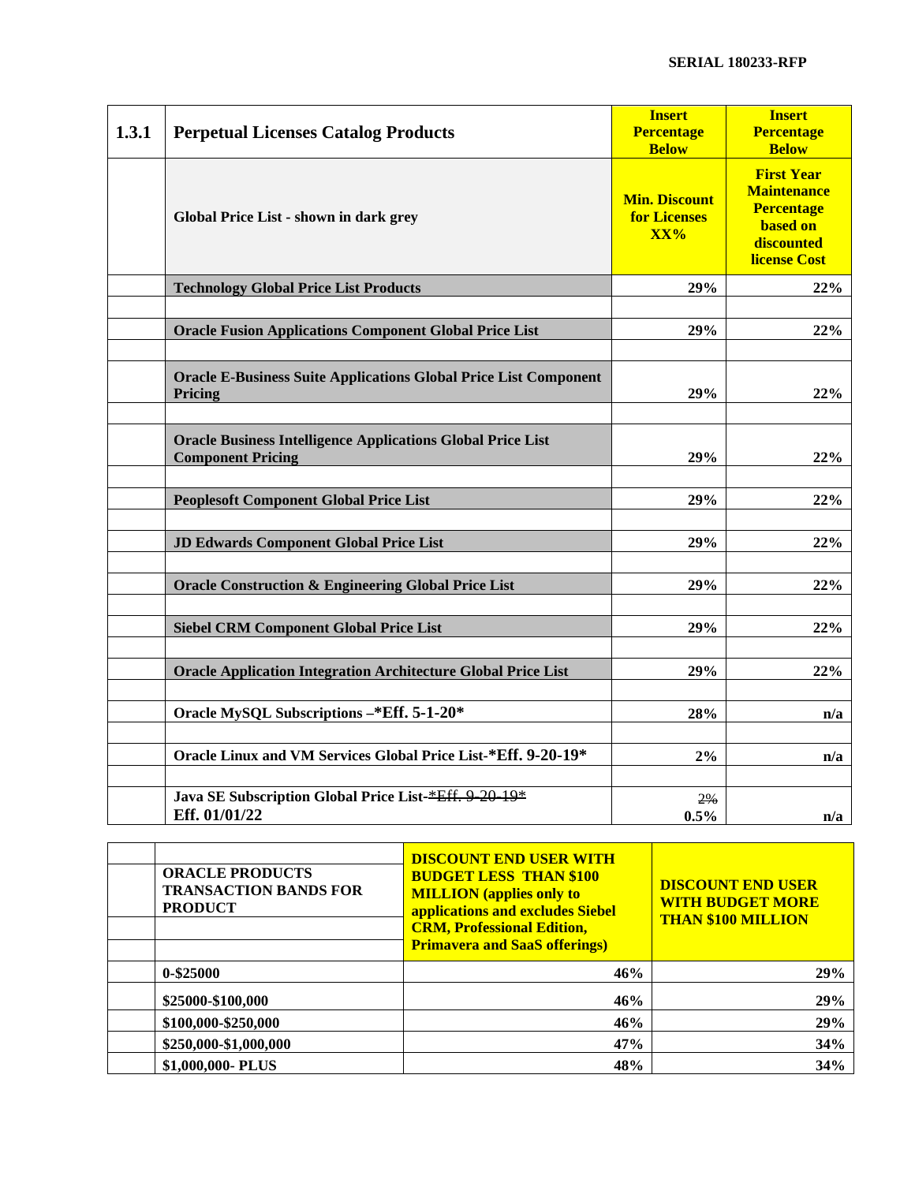| 1.3.1 | Perpetual Licenses Catalog Products | Insert Percentage Below | Insert Percentage Below |
|---|---|---|---|
| | **Global Price List - shown in dark grey** | **Min. Discount for Licenses XX%** | **First Year Maintenance Percentage based on discounted license Cost** |
| | **Technology Global Price List Products** | **29%** | **22%** |
| | | | |
| | **Oracle Fusion Applications Component Global Price List** | **29%** | **22%** |
| | | | |
| | **Oracle E-Business Suite Applications Global Price List Component Pricing** | **29%** | **22%** |
| | | | |
| | **Oracle Business Intelligence Applications Global Price List Component Pricing** | **29%** | **22%** |
| | | | |
| | **Peoplesoft Component Global Price List** | **29%** | **22%** |
| | | | |
| | **JD Edwards Component Global Price List** | **29%** | **22%** |
| | | | |
| | **Oracle Construction & Engineering Global Price List** | **29%** | **22%** |
| | | | |
| | **Siebel CRM Component Global Price List** | **29%** | **22%** |
| | | | |
| | **Oracle Application Integration Architecture Global Price List** | **29%** | **22%** |
| | | | |
| | **Oracle MySQL Subscriptions –*Eff. 5-1-20*** | **28%** | **n/a** |
| | | | |
| | **Oracle Linux and VM Services Global Price List-*Eff. 9-20-19*** | **2%** | **n/a** |
| | | | |
| | **Java SE Subscription Global Price List-~~*Eff. 9-20-19*~~ Eff. 01/01/22** | ~~2%~~ **0.5%** | **n/a** |

| | ORACLE PRODUCTS TRANSACTION BANDS FOR PRODUCT | DISCOUNT END USER WITH BUDGET LESS THAN $100 MILLION (applies only to applications and excludes Siebel CRM, Professional Edition, Primavera and SaaS offerings) | DISCOUNT END USER WITH BUDGET MORE THAN $100 MILLION |
|---|---|---|---|
| | **0-$25000** | **46%** | **29%** |
| | **$25000-$100,000** | **46%** | **29%** |
| | **$100,000-$250,000** | **46%** | **29%** |
| | **$250,000-$1,000,000** | **47%** | **34%** |
| | **$1,000,000- PLUS** | **48%** | **34%** |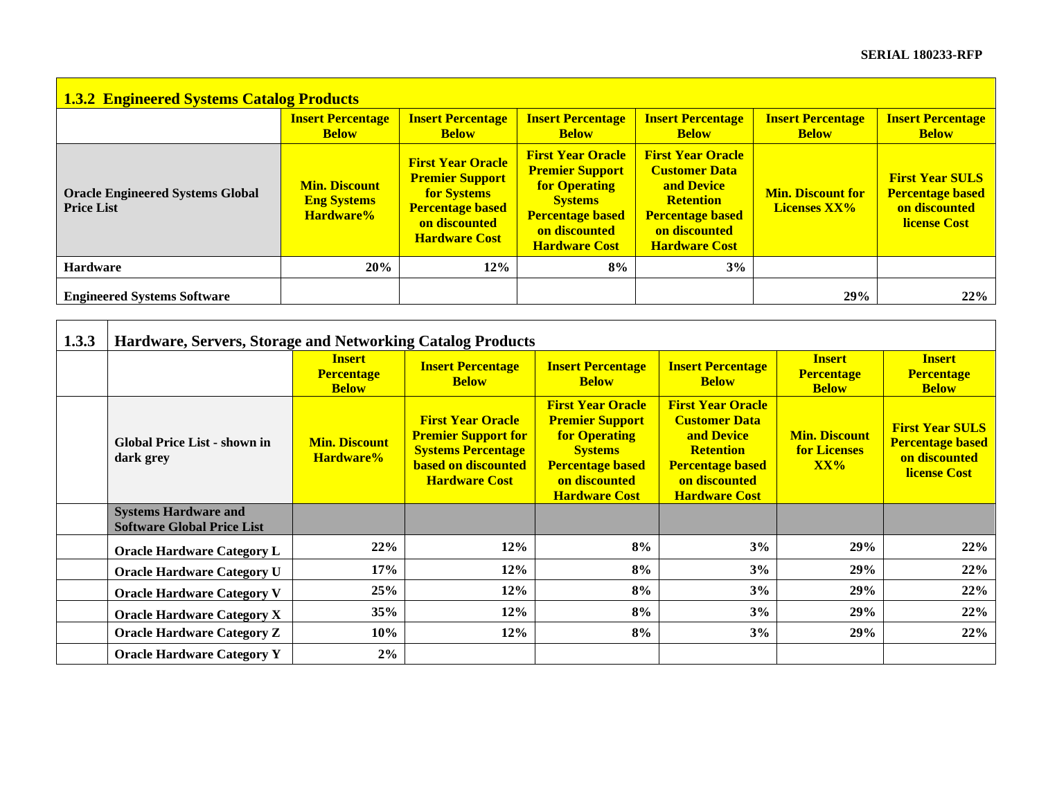| 1.3.2 Engineered Systems Catalog Products | | | | | | |
|---|---|---|---|---|---|---|
| | **Insert Percentage Below** | **Insert Percentage Below** | **Insert Percentage Below** | **Insert Percentage Below** | **Insert Percentage Below** | **Insert Percentage Below** |
| **Oracle Engineered Systems Global Price List** | **Min. Discount Eng Systems Hardware%** | **First Year Oracle Premier Support for Systems Percentage based on discounted Hardware Cost** | **First Year Oracle Premier Support for Operating Systems Percentage based on discounted Hardware Cost** | **First Year Oracle Customer Data and Device Retention Percentage based on discounted Hardware Cost** | **Min. Discount for Licenses XX%** | **First Year SULS Percentage based on discounted license Cost** |
| **Hardware** | **20%** | **12%** | **8%** | **3%** | | |
| **Engineered Systems Software** | | | | | **29%** | **22%** |

| 1.3.3 | Hardware, Servers, Storage and Networking Catalog Products | | | | | | |
|---|---|---|---|---|---|---|---|
| | | **Insert Percentage Below** | **Insert Percentage Below** | **Insert Percentage Below** | **Insert Percentage Below** | **Insert Percentage Below** | **Insert Percentage Below** |
| | **Global Price List - shown in dark grey** | **Min. Discount Hardware%** | **First Year Oracle Premier Support for Systems Percentage based on discounted Hardware Cost** | **First Year Oracle Premier Support for Operating Systems Percentage based on discounted Hardware Cost** | **First Year Oracle Customer Data and Device Retention Percentage based on discounted Hardware Cost** | **Min. Discount for Licenses XX%** | **First Year SULS Percentage based on discounted license Cost** |
| | **Systems Hardware and Software Global Price List** | | | | | | |
| | **Oracle Hardware Category L** | **22%** | **12%** | **8%** | **3%** | **29%** | **22%** |
| | **Oracle Hardware Category U** | **17%** | **12%** | **8%** | **3%** | **29%** | **22%** |
| | **Oracle Hardware Category V** | **25%** | **12%** | **8%** | **3%** | **29%** | **22%** |
| | **Oracle Hardware Category X** | **35%** | **12%** | **8%** | **3%** | **29%** | **22%** |
| | **Oracle Hardware Category Z** | **10%** | **12%** | **8%** | **3%** | **29%** | **22%** |
| | **Oracle Hardware Category Y** | **2%** | | | | | |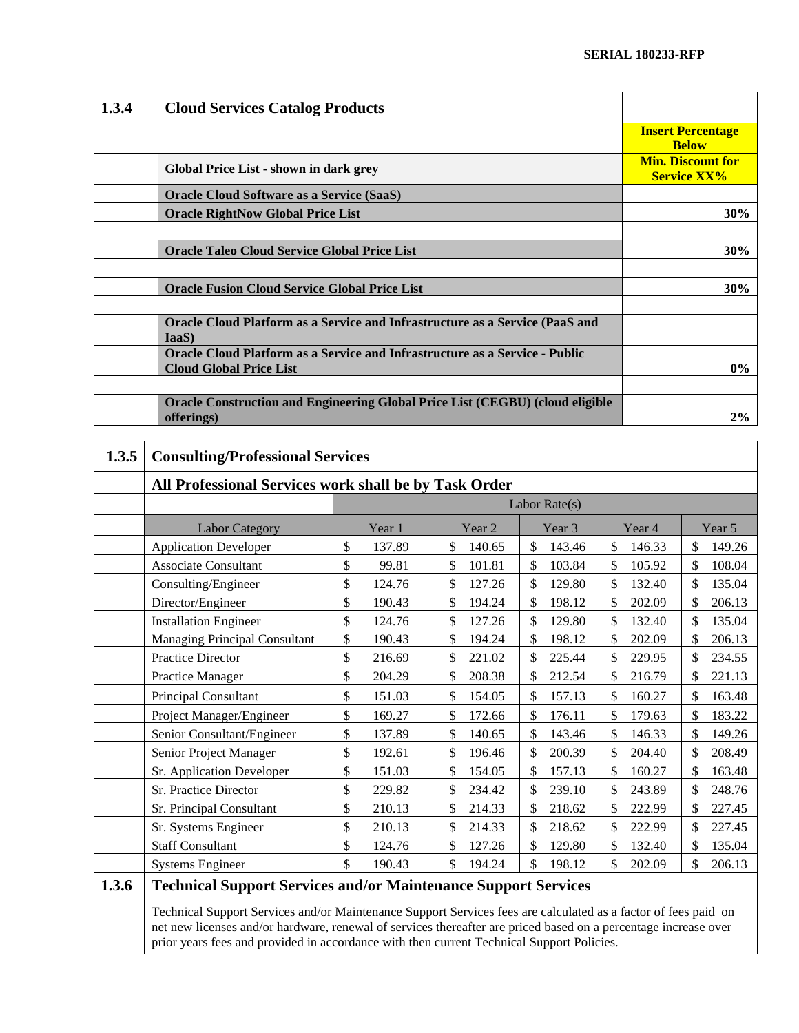| 1.3.4 | Cloud Services Catalog Products | |
|---|---|---|
| | | **Insert Percentage Below** |
| | **Global Price List - shown in dark grey** | **Min. Discount for Service XX%** |
| | **Oracle Cloud Software as a Service (SaaS)** | |
| | **Oracle RightNow Global Price List** | **30%** |
| | | |
| | **Oracle Taleo Cloud Service Global Price List** | **30%** |
| | | |
| | **Oracle Fusion Cloud Service Global Price List** | **30%** |
| | | |
| | **Oracle Cloud Platform as a Service and Infrastructure as a Service (PaaS and IaaS)** | |
| | **Oracle Cloud Platform as a Service and Infrastructure as a Service - Public Cloud Global Price List** | **0%** |
| | | |
| | **Oracle Construction and Engineering Global Price List (CEGBU) (cloud eligible offerings)** | **2%** |

| 1.3.5 | Consulting/Professional Services | | | | | |
|---|---|---|---|---|---|---|
| | **All Professional Services work shall be by Task Order** | | | | | |
| | | Labor Rate(s) | | | | |
| | Labor Category | Year 1 | Year 2 | Year 3 | Year 4 | Year 5 |
| | Application Developer | $ 137.89 | $ 140.65 | $ 143.46 | $ 146.33 | $ 149.26 |
| | Associate Consultant | $ 99.81 | $ 101.81 | $ 103.84 | $ 105.92 | $ 108.04 |
| | Consulting/Engineer | $ 124.76 | $ 127.26 | $ 129.80 | $ 132.40 | $ 135.04 |
| | Director/Engineer | $ 190.43 | $ 194.24 | $ 198.12 | $ 202.09 | $ 206.13 |
| | Installation Engineer | $ 124.76 | $ 127.26 | $ 129.80 | $ 132.40 | $ 135.04 |
| | Managing Principal Consultant | $ 190.43 | $ 194.24 | $ 198.12 | $ 202.09 | $ 206.13 |
| | Practice Director | $ 216.69 | $ 221.02 | $ 225.44 | $ 229.95 | $ 234.55 |
| | Practice Manager | $ 204.29 | $ 208.38 | $ 212.54 | $ 216.79 | $ 221.13 |
| | Principal Consultant | $ 151.03 | $ 154.05 | $ 157.13 | $ 160.27 | $ 163.48 |
| | Project Manager/Engineer | $ 169.27 | $ 172.66 | $ 176.11 | $ 179.63 | $ 183.22 |
| | Senior Consultant/Engineer | $ 137.89 | $ 140.65 | $ 143.46 | $ 146.33 | $ 149.26 |
| | Senior Project Manager | $ 192.61 | $ 196.46 | $ 200.39 | $ 204.40 | $ 208.49 |
| | Sr. Application Developer | $ 151.03 | $ 154.05 | $ 157.13 | $ 160.27 | $ 163.48 |
| | Sr. Practice Director | $ 229.82 | $ 234.42 | $ 239.10 | $ 243.89 | $ 248.76 |
| | Sr. Principal Consultant | $ 210.13 | $ 214.33 | $ 218.62 | $ 222.99 | $ 227.45 |
| | Sr. Systems Engineer | $ 210.13 | $ 214.33 | $ 218.62 | $ 222.99 | $ 227.45 |
| | Staff Consultant | $ 124.76 | $ 127.26 | $ 129.80 | $ 132.40 | $ 135.04 |
| | Systems Engineer | $ 190.43 | $ 194.24 | $ 198.12 | $ 202.09 | $ 206.13 |

| 1.3.6 | Technical Support Services and/or Maintenance Support Services |
|---|---|
| | Technical Support Services and/or Maintenance Support Services fees are calculated as a factor of fees paid on net new licenses and/or hardware, renewal of services thereafter are priced based on a percentage increase over prior years fees and provided in accordance with then current Technical Support Policies. |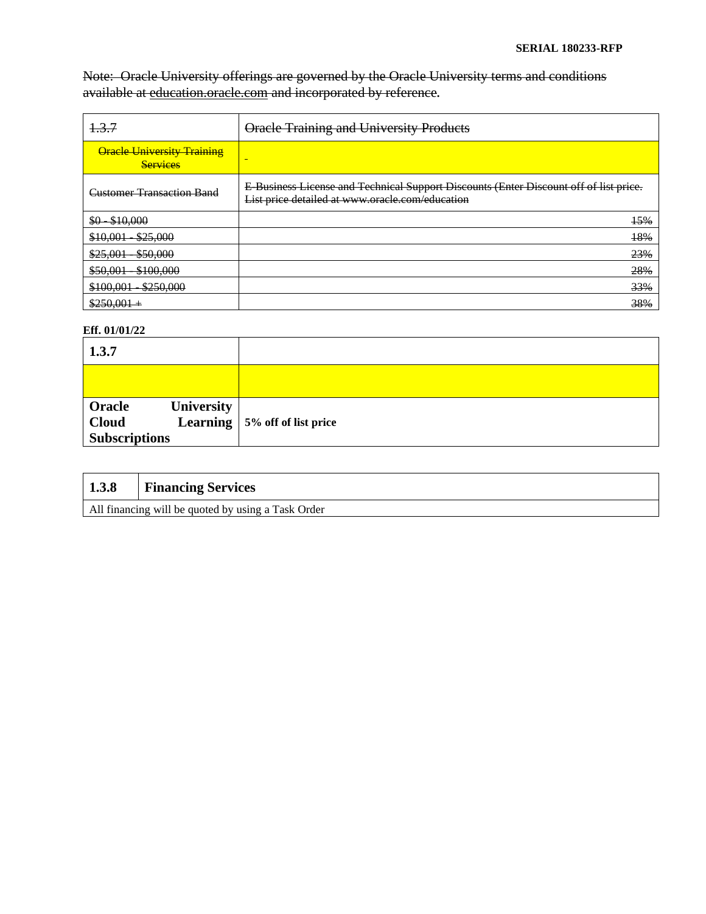~~Note: Oracle University offerings are governed by the Oracle University terms and conditions available at education.oracle.com and incorporated by reference.~~

| ~~1.3.7~~ | ~~Oracle Training and University Products~~ |
|---|---|
| ~~Oracle University Training Services~~ | - |
| ~~Customer Transaction Band~~ | ~~E-Business License and Technical Support Discounts (Enter Discount off of list price. List price detailed at www.oracle.com/education~~ |
| ~~$0 - $10,000~~ | ~~15%~~ |
| ~~$10,001 - $25,000~~ | ~~18%~~ |
| ~~$25,001 - $50,000~~ | ~~23%~~ |
| ~~$50,001 - $100,000~~ | ~~28%~~ |
| ~~$100,001 - $250,000~~ | ~~33%~~ |
| ~~$250,001 +~~ | ~~38%~~ |

**Eff. 01/01/22**

| **1.3.7** | |
|---|---|
| | |
| **Oracle University Cloud Learning Subscriptions** | **5% off of list price** |

| **1.3.8** | **Financing Services** |
|---|---|
| All financing will be quoted by using a Task Order | |